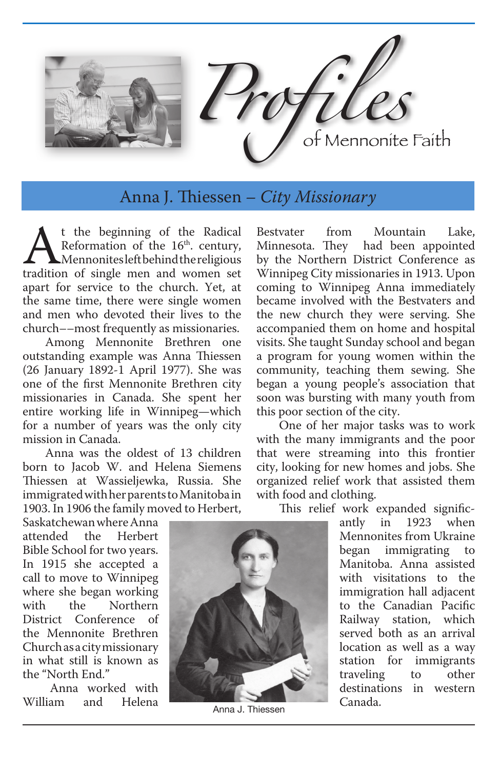# Profiles of Mennonite Faith

## Anna J. Thiessen – *City Missionary*

At the beginning of the Radical Reformation of the 16th. century, Mennonites left behind the religious tradition of single men and women set apart for service to the church. Yet, at the same time, there were single women and men who devoted their lives to the church––most frequently as missionaries.

Among Mennonite Brethren one outstanding example was Anna Thiessen (26 January 1892-1 April 1977). She was one of the first Mennonite Brethren city missionaries in Canada. She spent her entire working life in Winnipeg—which for a number of years was the only city mission in Canada.

Anna was the oldest of 13 children born to Jacob W. and Helena Siemens Thiessen at Wassieljewka, Russia. She immigrated with her parents to Manitoba in 1903. In 1906 the family moved to Herbert, Saskatchewan where Anna attended the Herbert Bible School for two years. In 1915 she accepted a call to move to Winnipeg where she began working with the Northern District Conference of the Mennonite Brethren Church as a city missionary in what still is known as the "North End."

Anna worked with William and Helena Bestvater from Mountain Lake, Minnesota. They had been appointed by the Northern District Conference as Winnipeg City missionaries in 1913. Upon coming to Winnipeg Anna immediately became involved with the Bestvaters and the new church they were serving. She accompanied them on home and hospital visits. She taught Sunday school and began a program for young women within the community, teaching them sewing. She began a young people's association that soon was bursting with many youth from this poor section of the city.

One of her major tasks was to work with the many immigrants and the poor that were streaming into this frontier city, looking for new homes and jobs. She organized relief work that assisted them with food and clothing.

This relief work expanded significantly in 1923 when Mennonites from Ukraine began immigrating to Manitoba. Anna assisted with visitations to the immigration hall adjacent to the Canadian Pacific Railway station, which served both as an arrival location as well as a way station for immigrants traveling to other destinations in western Canada.

Anna J. Thiessen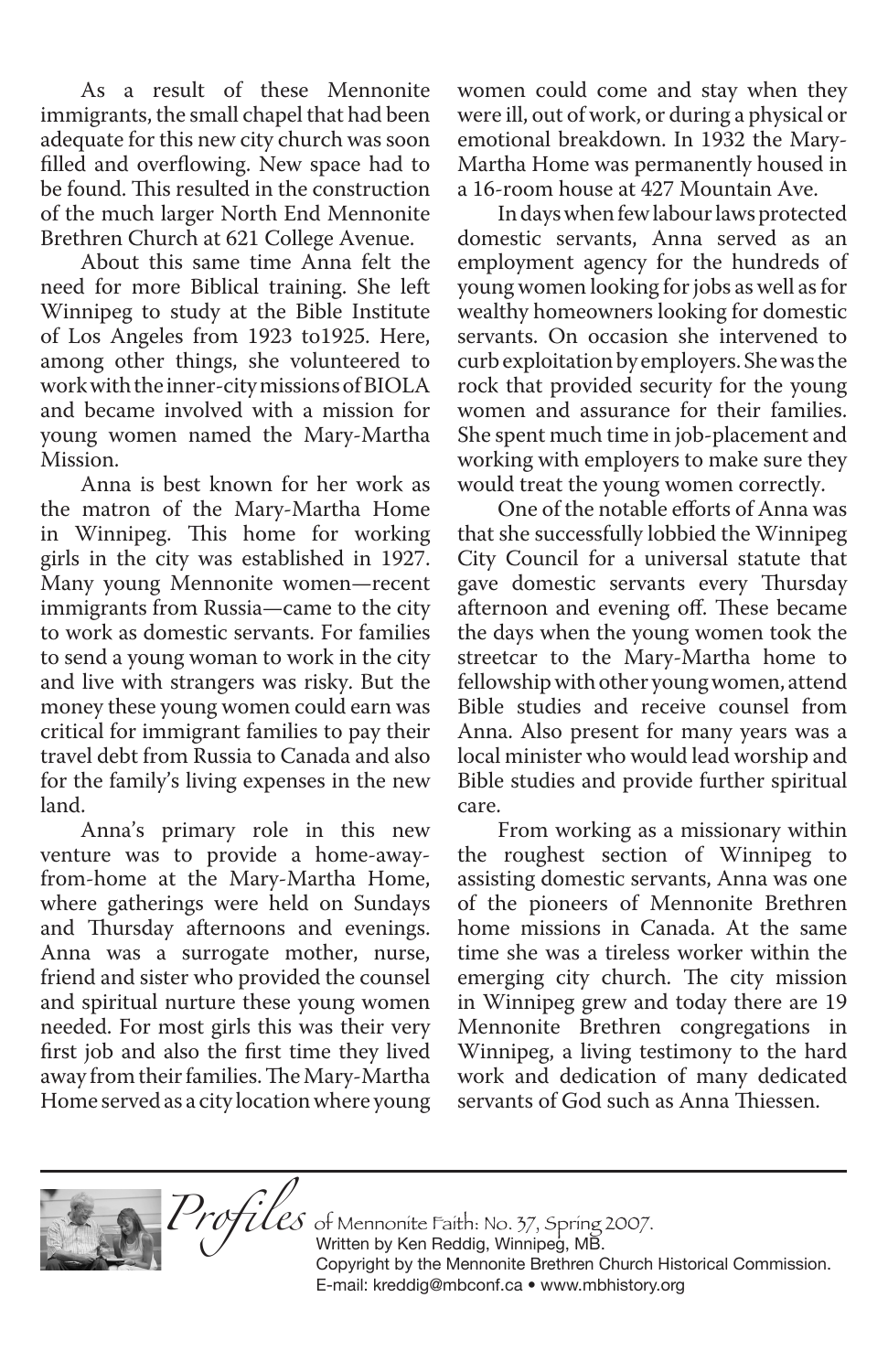As a result of these Mennonite immigrants, the small chapel that had been adequate for this new city church was soon filled and overflowing. New space had to be found. This resulted in the construction of the much larger North End Mennonite Brethren Church at 621 College Avenue.

About this same time Anna felt the need for more Biblical training. She left Winnipeg to study at the Bible Institute of Los Angeles from 1923 to1925. Here, among other things, she volunteered to work with the inner-city missions of BIOLA and became involved with a mission for young women named the Mary-Martha Mission.

Anna is best known for her work as the matron of the Mary-Martha Home in Winnipeg. This home for working girls in the city was established in 1927. Many young Mennonite women—recent immigrants from Russia—came to the city to work as domestic servants. For families to send a young woman to work in the city and live with strangers was risky. But the money these young women could earn was critical for immigrant families to pay their travel debt from Russia to Canada and also for the family's living expenses in the new land.

Anna's primary role in this new venture was to provide a home-away-from-home at the Mary-Martha Home, where gatherings were held on Sundays and Thursday afternoons and evenings. Anna was a surrogate mother, nurse, friend and sister who provided the counsel and spiritual nurture these young women needed. For most girls this was their very first job and also the first time they lived away from their families. The Mary-Martha Home served as a city location where young women could come and stay when they were ill, out of work, or during a physical or emotional breakdown. In 1932 the Mary-Martha Home was permanently housed in a 16-room house at 427 Mountain Ave.

In days when few labour laws protected domestic servants, Anna served as an employment agency for the hundreds of young women looking for jobs as well as for wealthy homeowners looking for domestic servants. On occasion she intervened to curb exploitation by employers. She was the rock that provided security for the young women and assurance for their families. She spent much time in job-placement and working with employers to make sure they would treat the young women correctly.

One of the notable efforts of Anna was that she successfully lobbied the Winnipeg City Council for a universal statute that gave domestic servants every Thursday afternoon and evening off. These became the days when the young women took the streetcar to the Mary-Martha home to fellowship with other young women, attend Bible studies and receive counsel from Anna. Also present for many years was a local minister who would lead worship and Bible studies and provide further spiritual care.

From working as a missionary within the roughest section of Winnipeg to assisting domestic servants, Anna was one of the pioneers of Mennonite Brethren home missions in Canada. At the same time she was a tireless worker within the emerging city church. The city mission in Winnipeg grew and today there are 19 Mennonite Brethren congregations in Winnipeg, a living testimony to the hard work and dedication of many dedicated servants of God such as Anna Thiessen.

---

*Profiles* of Mennonite Faith: No. 37, Spring 2007.
Written by Ken Reddig, Winnipeg, MB.
Copyright by the Mennonite Brethren Church Historical Commission.
E-mail: kreddig@mbconf.ca • www.mbhistory.org